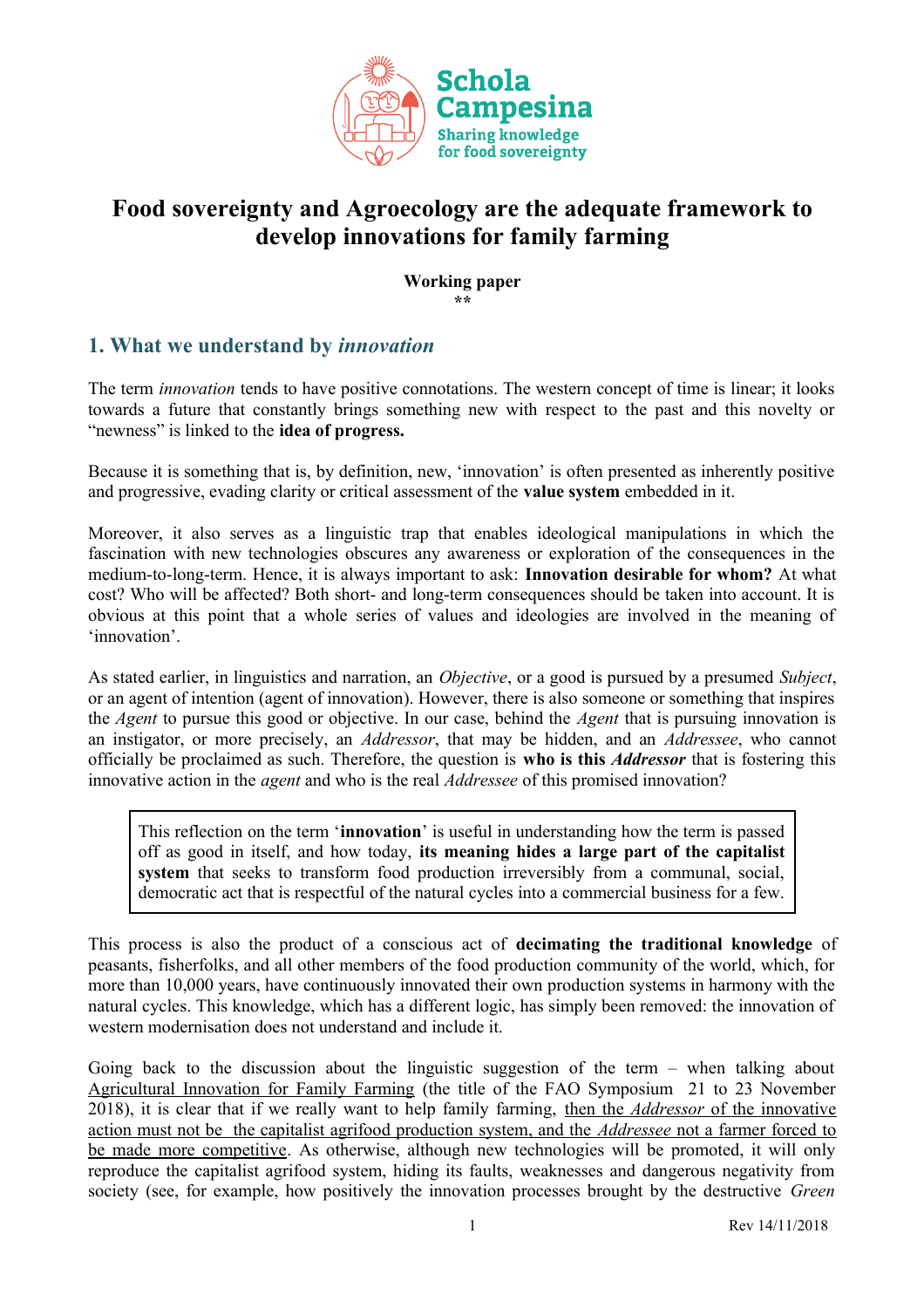Schola Campesina
Sharing knowledge for food sovereignty

# Food sovereignty and Agroecology are the adequate framework to develop innovations for family farming

**Working paper**
**\*\***

## 1. What we understand by *innovation*

The term *innovation* tends to have positive connotations. The western concept of time is linear; it looks towards a future that constantly brings something new with respect to the past and this novelty or "newness" is linked to the **idea of progress.**

Because it is something that is, by definition, new, 'innovation' is often presented as inherently positive and progressive, evading clarity or critical assessment of the **value system** embedded in it.

Moreover, it also serves as a linguistic trap that enables ideological manipulations in which the fascination with new technologies obscures any awareness or exploration of the consequences in the medium-to-long-term. Hence, it is always important to ask: **Innovation desirable for whom?** At what cost? Who will be affected? Both short- and long-term consequences should be taken into account. It is obvious at this point that a whole series of values and ideologies are involved in the meaning of 'innovation'.

As stated earlier, in linguistics and narration, an *Objective*, or a good is pursued by a presumed *Subject*, or an agent of intention (agent of innovation). However, there is also someone or something that inspires the *Agent* to pursue this good or objective. In our case, behind the *Agent* that is pursuing innovation is an instigator, or more precisely, an *Addressor*, that may be hidden, and an *Addressee*, who cannot officially be proclaimed as such. Therefore, the question is **who is this *Addressor*** that is fostering this innovative action in the *agent* and who is the real *Addressee* of this promised innovation?

> This reflection on the term '**innovation**' is useful in understanding how the term is passed off as good in itself, and how today, **its meaning hides a large part of the capitalist system** that seeks to transform food production irreversibly from a communal, social, democratic act that is respectful of the natural cycles into a commercial business for a few.

This process is also the product of a conscious act of **decimating the traditional knowledge** of peasants, fisherfolks, and all other members of the food production community of the world, which, for more than 10,000 years, have continuously innovated their own production systems in harmony with the natural cycles. This knowledge, which has a different logic, has simply been removed: the innovation of western modernisation does not understand and include it.

Going back to the discussion about the linguistic suggestion of the term – when talking about <u>Agricultural Innovation for Family Farming</u> (the title of the FAO Symposium 21 to 23 November 2018), it is clear that if we really want to help family farming, <u>then the *Addressor* of the innovative action must not be the capitalist agrifood production system, and the *Addressee* not a farmer forced to be made more competitive</u>. As otherwise, although new technologies will be promoted, it will only reproduce the capitalist agrifood system, hiding its faults, weaknesses and dangerous negativity from society (see, for example, how positively the innovation processes brought by the destructive *Green*

Rev 14/11/2018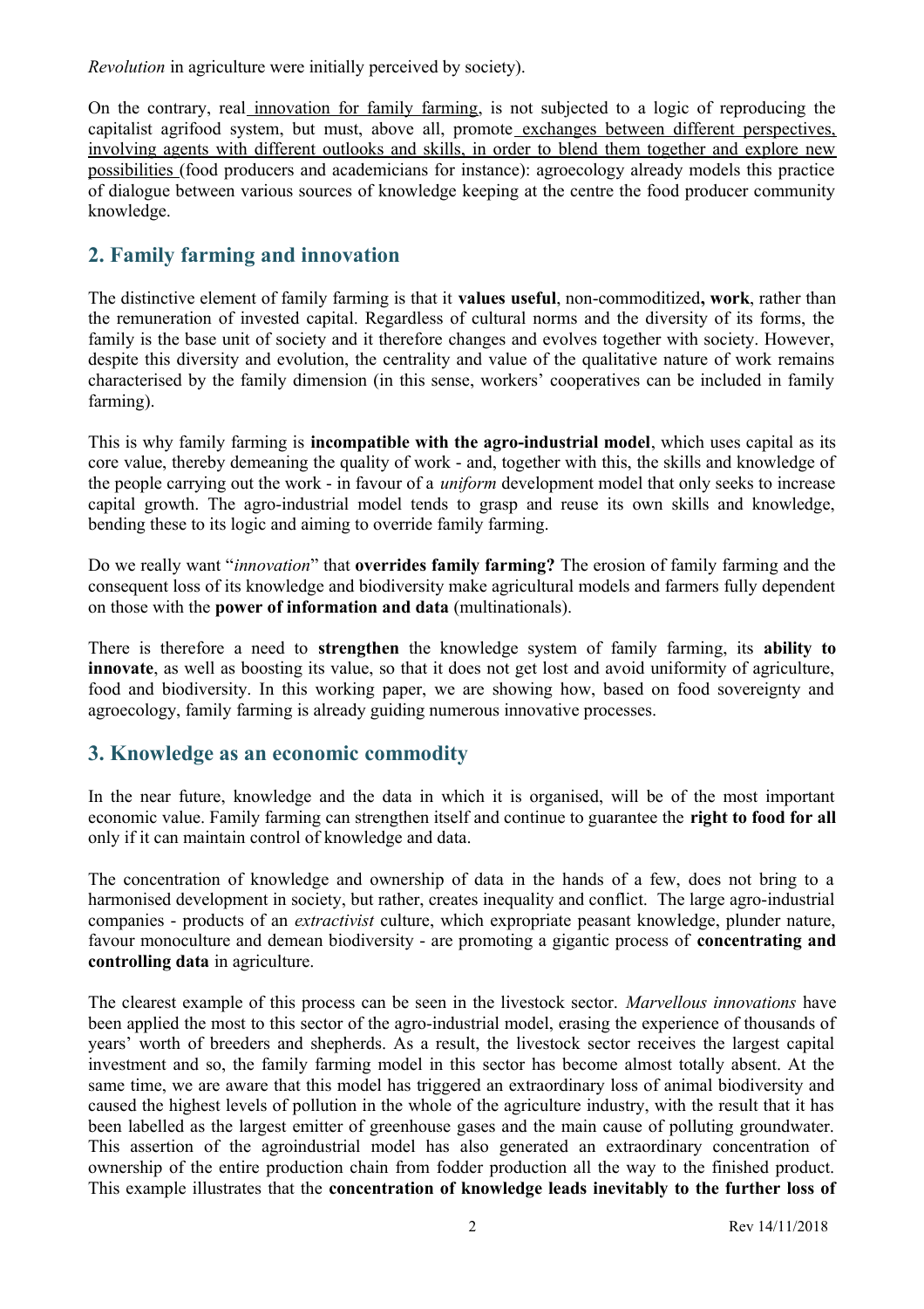*Revolution* in agriculture were initially perceived by society).

On the contrary, real innovation for family farming, is not subjected to a logic of reproducing the capitalist agrifood system, but must, above all, promote exchanges between different perspectives, involving agents with different outlooks and skills, in order to blend them together and explore new possibilities (food producers and academicians for instance): agroecology already models this practice of dialogue between various sources of knowledge keeping at the centre the food producer community knowledge.

## 2. Family farming and innovation

The distinctive element of family farming is that it **values useful**, non-commoditized**, work**, rather than the remuneration of invested capital. Regardless of cultural norms and the diversity of its forms, the family is the base unit of society and it therefore changes and evolves together with society. However, despite this diversity and evolution, the centrality and value of the qualitative nature of work remains characterised by the family dimension (in this sense, workers' cooperatives can be included in family farming).

This is why family farming is **incompatible with the agro-industrial model**, which uses capital as its core value, thereby demeaning the quality of work - and, together with this, the skills and knowledge of the people carrying out the work - in favour of a *uniform* development model that only seeks to increase capital growth. The agro-industrial model tends to grasp and reuse its own skills and knowledge, bending these to its logic and aiming to override family farming.

Do we really want "*innovation*" that **overrides family farming?** The erosion of family farming and the consequent loss of its knowledge and biodiversity make agricultural models and farmers fully dependent on those with the **power of information and data** (multinationals).

There is therefore a need to **strengthen** the knowledge system of family farming, its **ability to innovate**, as well as boosting its value, so that it does not get lost and avoid uniformity of agriculture, food and biodiversity. In this working paper, we are showing how, based on food sovereignty and agroecology, family farming is already guiding numerous innovative processes.

## 3. Knowledge as an economic commodity

In the near future, knowledge and the data in which it is organised, will be of the most important economic value. Family farming can strengthen itself and continue to guarantee the **right to food for all** only if it can maintain control of knowledge and data.

The concentration of knowledge and ownership of data in the hands of a few, does not bring to a harmonised development in society, but rather, creates inequality and conflict. The large agro-industrial companies - products of an *extractivist* culture, which expropriate peasant knowledge, plunder nature, favour monoculture and demean biodiversity - are promoting a gigantic process of **concentrating and controlling data** in agriculture.

The clearest example of this process can be seen in the livestock sector. *Marvellous innovations* have been applied the most to this sector of the agro-industrial model, erasing the experience of thousands of years' worth of breeders and shepherds. As a result, the livestock sector receives the largest capital investment and so, the family farming model in this sector has become almost totally absent. At the same time, we are aware that this model has triggered an extraordinary loss of animal biodiversity and caused the highest levels of pollution in the whole of the agriculture industry, with the result that it has been labelled as the largest emitter of greenhouse gases and the main cause of polluting groundwater. This assertion of the agroindustrial model has also generated an extraordinary concentration of ownership of the entire production chain from fodder production all the way to the finished product. This example illustrates that the **concentration of knowledge leads inevitably to the further loss of**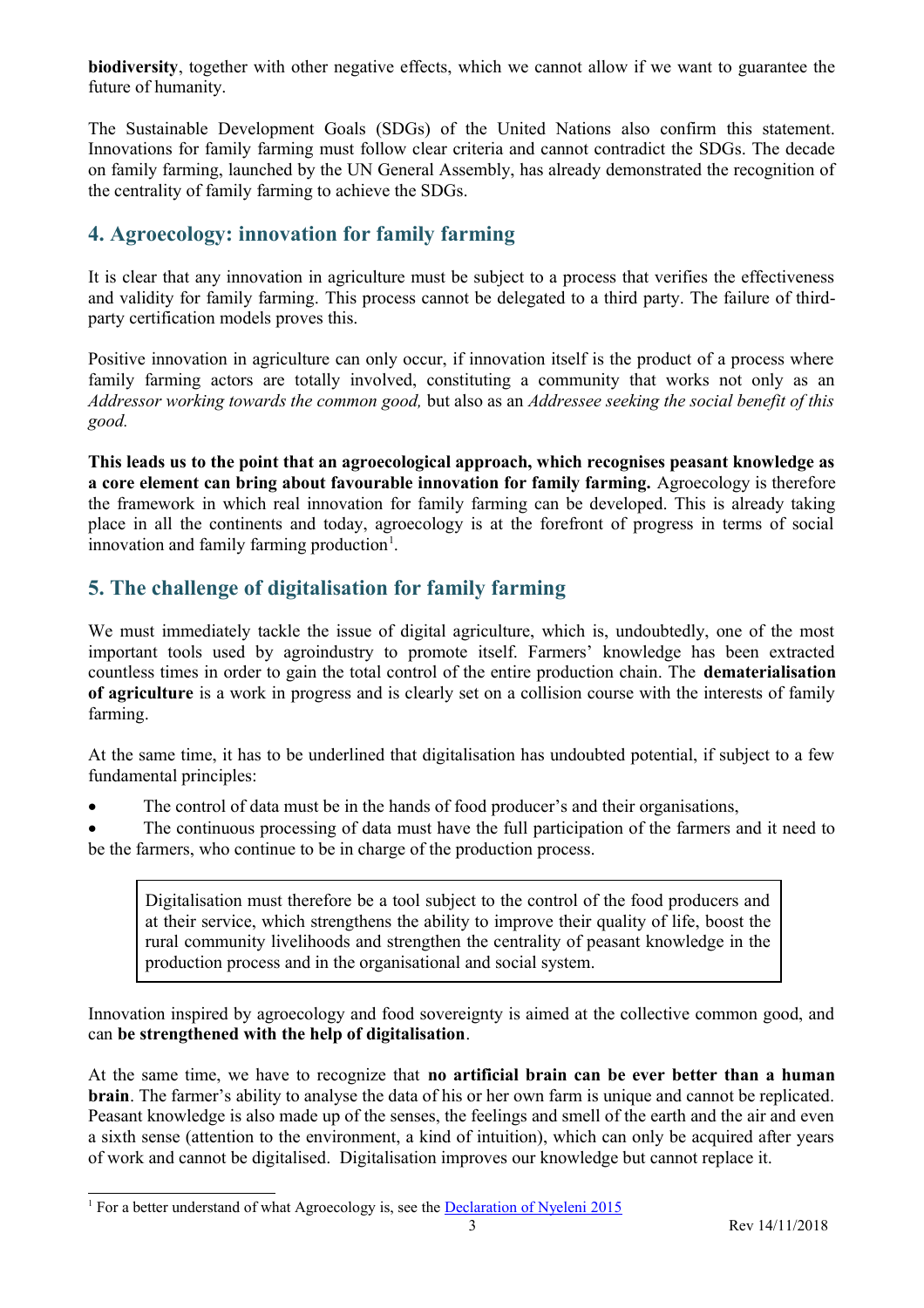**biodiversity**, together with other negative effects, which we cannot allow if we want to guarantee the future of humanity.

The Sustainable Development Goals (SDGs) of the United Nations also confirm this statement. Innovations for family farming must follow clear criteria and cannot contradict the SDGs. The decade on family farming, launched by the UN General Assembly, has already demonstrated the recognition of the centrality of family farming to achieve the SDGs.

## 4. Agroecology: innovation for family farming

It is clear that any innovation in agriculture must be subject to a process that verifies the effectiveness and validity for family farming. This process cannot be delegated to a third party. The failure of third-party certification models proves this.

Positive innovation in agriculture can only occur, if innovation itself is the product of a process where family farming actors are totally involved, constituting a community that works not only as an *Addressor working towards the common good,* but also as an *Addressee seeking the social benefit of this good.*

**This leads us to the point that an agroecological approach, which recognises peasant knowledge as a core element can bring about favourable innovation for family farming.** Agroecology is therefore the framework in which real innovation for family farming can be developed. This is already taking place in all the continents and today, agroecology is at the forefront of progress in terms of social innovation and family farming production[1].

## 5. The challenge of digitalisation for family farming

We must immediately tackle the issue of digital agriculture, which is, undoubtedly, one of the most important tools used by agroindustry to promote itself. Farmers' knowledge has been extracted countless times in order to gain the total control of the entire production chain. The **dematerialisation of agriculture** is a work in progress and is clearly set on a collision course with the interests of family farming.

At the same time, it has to be underlined that digitalisation has undoubted potential, if subject to a few fundamental principles:

- The control of data must be in the hands of food producer's and their organisations,
- The continuous processing of data must have the full participation of the farmers and it need to be the farmers, who continue to be in charge of the production process.

> Digitalisation must therefore be a tool subject to the control of the food producers and at their service, which strengthens the ability to improve their quality of life, boost the rural community livelihoods and strengthen the centrality of peasant knowledge in the production process and in the organisational and social system.

Innovation inspired by agroecology and food sovereignty is aimed at the collective common good, and can **be strengthened with the help of digitalisation**.

At the same time, we have to recognize that **no artificial brain can be ever better than a human brain**. The farmer's ability to analyse the data of his or her own farm is unique and cannot be replicated. Peasant knowledge is also made up of the senses, the feelings and smell of the earth and the air and even a sixth sense (attention to the environment, a kind of intuition), which can only be acquired after years of work and cannot be digitalised. Digitalisation improves our knowledge but cannot replace it.

[1] For a better understand of what Agroecology is, see the Declaration of Nyeleni 2015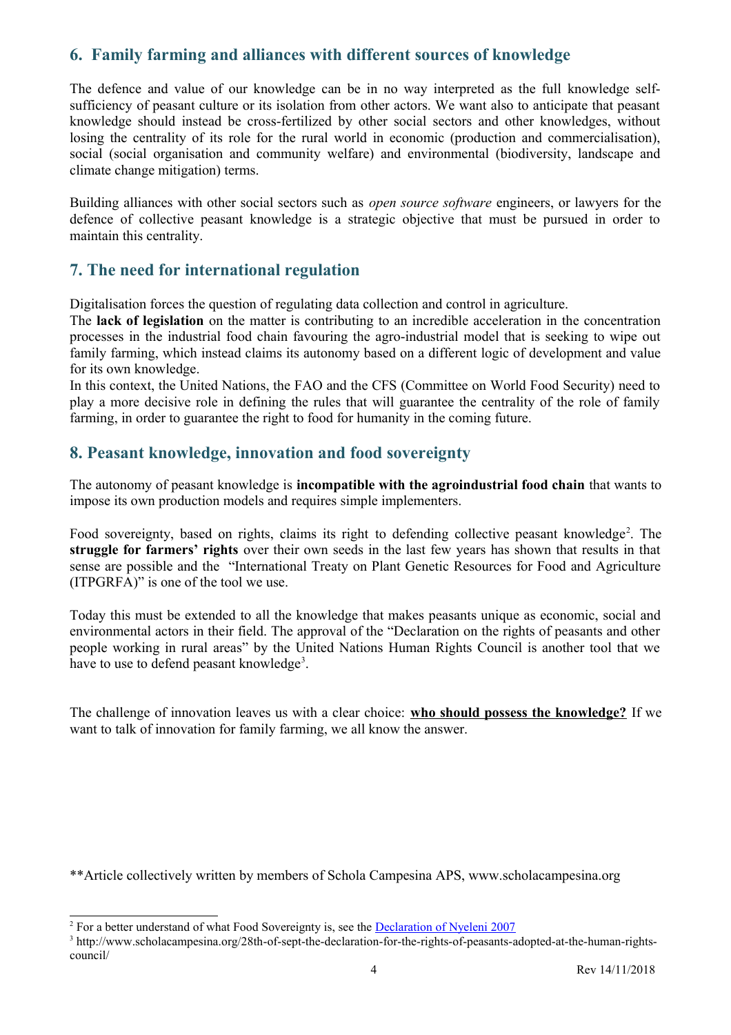## 6. Family farming and alliances with different sources of knowledge

The defence and value of our knowledge can be in no way interpreted as the full knowledge self-sufficiency of peasant culture or its isolation from other actors. We want also to anticipate that peasant knowledge should instead be cross-fertilized by other social sectors and other knowledges, without losing the centrality of its role for the rural world in economic (production and commercialisation), social (social organisation and community welfare) and environmental (biodiversity, landscape and climate change mitigation) terms.

Building alliances with other social sectors such as *open source software* engineers, or lawyers for the defence of collective peasant knowledge is a strategic objective that must be pursued in order to maintain this centrality.

## 7. The need for international regulation

Digitalisation forces the question of regulating data collection and control in agriculture.
The **lack of legislation** on the matter is contributing to an incredible acceleration in the concentration processes in the industrial food chain favouring the agro-industrial model that is seeking to wipe out family farming, which instead claims its autonomy based on a different logic of development and value for its own knowledge.
In this context, the United Nations, the FAO and the CFS (Committee on World Food Security) need to play a more decisive role in defining the rules that will guarantee the centrality of the role of family farming, in order to guarantee the right to food for humanity in the coming future.

## 8. Peasant knowledge, innovation and food sovereignty

The autonomy of peasant knowledge is **incompatible with the agroindustrial food chain** that wants to impose its own production models and requires simple implementers.

Food sovereignty, based on rights, claims its right to defending collective peasant knowledge[2]. The **struggle for farmers' rights** over their own seeds in the last few years has shown that results in that sense are possible and the "International Treaty on Plant Genetic Resources for Food and Agriculture (ITPGRFA)" is one of the tool we use.

Today this must be extended to all the knowledge that makes peasants unique as economic, social and environmental actors in their field. The approval of the "Declaration on the rights of peasants and other people working in rural areas" by the United Nations Human Rights Council is another tool that we have to use to defend peasant knowledge[3].

The challenge of innovation leaves us with a clear choice: **who should possess the knowledge?** If we want to talk of innovation for family farming, we all know the answer.

**Article collectively written by members of Schola Campesina APS, www.scholacampesina.org

---

[2] For a better understand of what Food Sovereignty is, see the [Declaration of Nyeleni 2007]

[3] http://www.scholacampesina.org/28th-of-sept-the-declaration-for-the-rights-of-peasants-adopted-at-the-human-rights-council/

Rev 14/11/2018